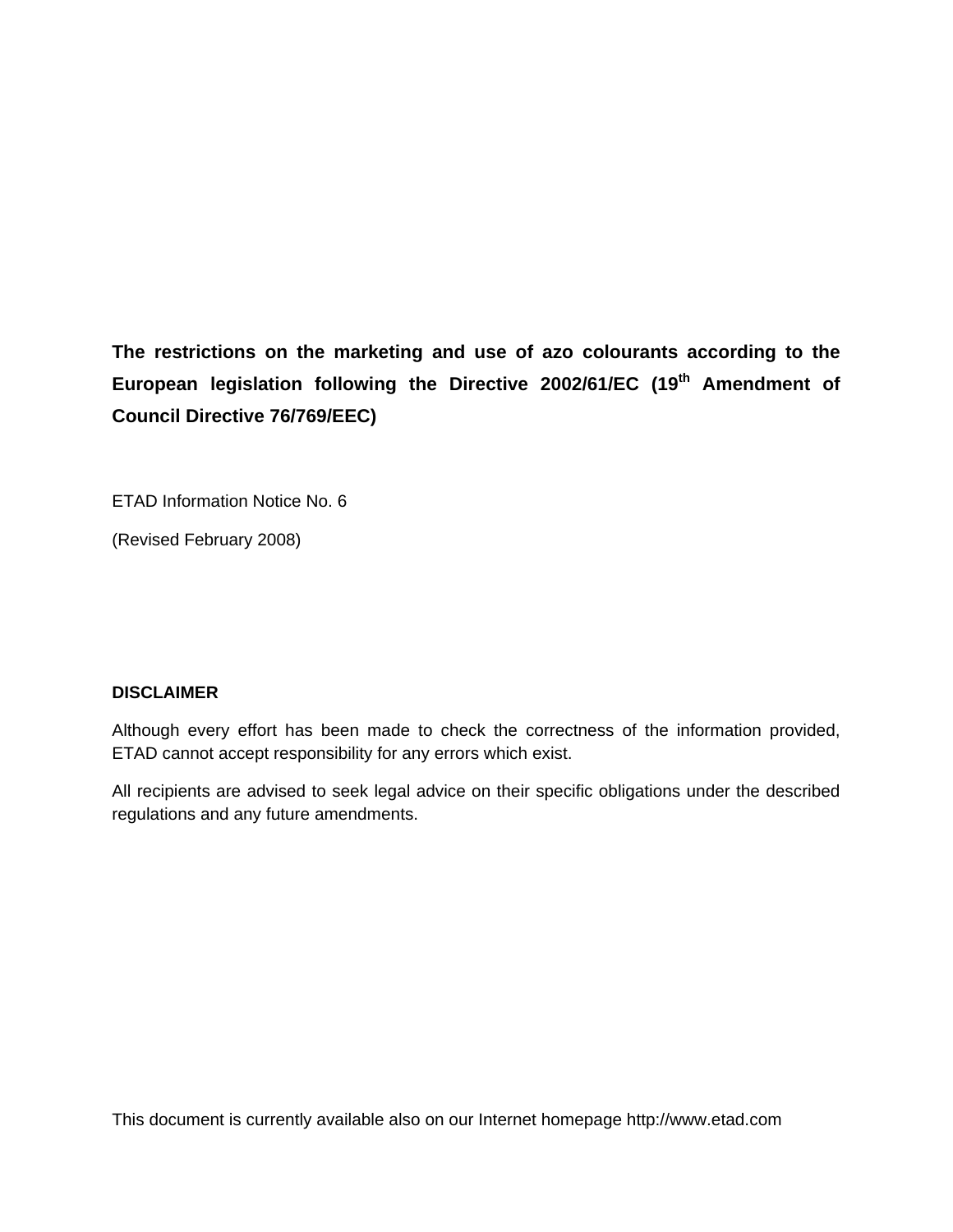# The restrictions on the marketing and use of azo colourants according to the European legislation following the Directive 2002/61/EC (19th Amendment of Council Directive 76/769/EEC)

ETAD Information Notice No. 6

(Revised February 2008)

**DISCLAIMER**

Although every effort has been made to check the correctness of the information provided, ETAD cannot accept responsibility for any errors which exist.

All recipients are advised to seek legal advice on their specific obligations under the described regulations and any future amendments.

This document is currently available also on our Internet homepage http://www.etad.com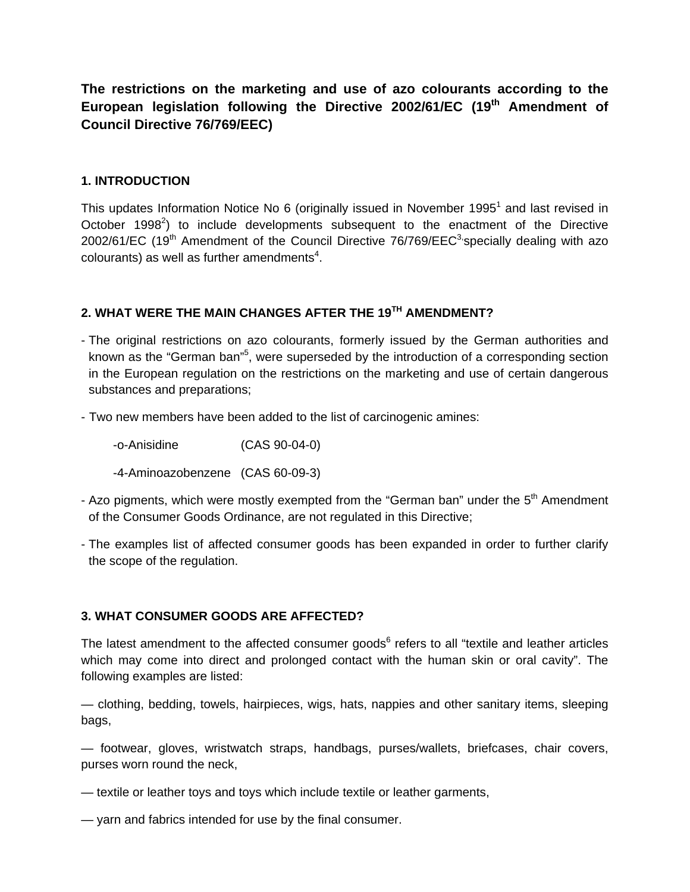**The restrictions on the marketing and use of azo colourants according to the European legislation following the Directive 2002/61/EC (19th Amendment of Council Directive 76/769/EEC)**

## 1. INTRODUCTION

This updates Information Notice No 6 (originally issued in November 1995[1] and last revised in October 1998[2]) to include developments subsequent to the enactment of the Directive 2002/61/EC (19th Amendment of the Council Directive 76/769/EEC[3] specially dealing with azo colourants) as well as further amendments[4].

## 2. WHAT WERE THE MAIN CHANGES AFTER THE 19TH AMENDMENT?

- The original restrictions on azo colourants, formerly issued by the German authorities and known as the "German ban"[5], were superseded by the introduction of a corresponding section in the European regulation on the restrictions on the marketing and use of certain dangerous substances and preparations;
- Two new members have been added to the list of carcinogenic amines:

  - o-Anisidine (CAS 90-04-0)
  - 4-Aminoazobenzene (CAS 60-09-3)
- Azo pigments, which were mostly exempted from the "German ban" under the 5th Amendment of the Consumer Goods Ordinance, are not regulated in this Directive;
- The examples list of affected consumer goods has been expanded in order to further clarify the scope of the regulation.

## 3. WHAT CONSUMER GOODS ARE AFFECTED?

The latest amendment to the affected consumer goods[6] refers to all "textile and leather articles which may come into direct and prolonged contact with the human skin or oral cavity". The following examples are listed:

— clothing, bedding, towels, hairpieces, wigs, hats, nappies and other sanitary items, sleeping bags,

— footwear, gloves, wristwatch straps, handbags, purses/wallets, briefcases, chair covers, purses worn round the neck,

— textile or leather toys and toys which include textile or leather garments,

— yarn and fabrics intended for use by the final consumer.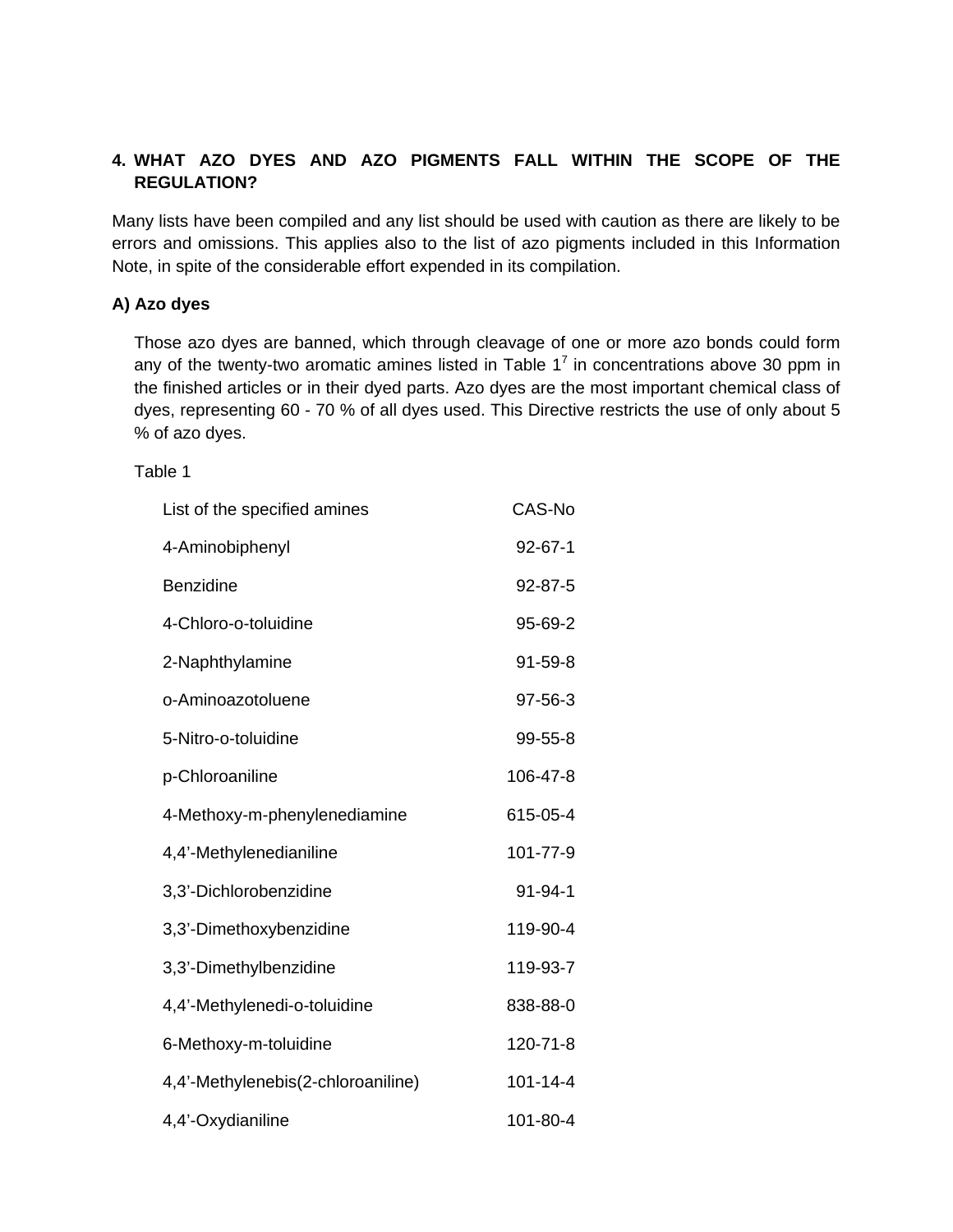## 4. WHAT AZO DYES AND AZO PIGMENTS FALL WITHIN THE SCOPE OF THE REGULATION?

Many lists have been compiled and any list should be used with caution as there are likely to be errors and omissions. This applies also to the list of azo pigments included in this Information Note, in spite of the considerable effort expended in its compilation.

### A) Azo dyes

Those azo dyes are banned, which through cleavage of one or more azo bonds could form any of the twenty-two aromatic amines listed in Table 1[7] in concentrations above 30 ppm in the finished articles or in their dyed parts. Azo dyes are the most important chemical class of dyes, representing 60 - 70 % of all dyes used. This Directive restricts the use of only about 5 % of azo dyes.

Table 1

| List of the specified amines | CAS-No |
|---|---|
| 4-Aminobiphenyl | 92-67-1 |
| Benzidine | 92-87-5 |
| 4-Chloro-o-toluidine | 95-69-2 |
| 2-Naphthylamine | 91-59-8 |
| o-Aminoazotoluene | 97-56-3 |
| 5-Nitro-o-toluidine | 99-55-8 |
| p-Chloroaniline | 106-47-8 |
| 4-Methoxy-m-phenylenediamine | 615-05-4 |
| 4,4'-Methylenedianiline | 101-77-9 |
| 3,3'-Dichlorobenzidine | 91-94-1 |
| 3,3'-Dimethoxybenzidine | 119-90-4 |
| 3,3'-Dimethylbenzidine | 119-93-7 |
| 4,4'-Methylenedi-o-toluidine | 838-88-0 |
| 6-Methoxy-m-toluidine | 120-71-8 |
| 4,4'-Methylenebis(2-chloroaniline) | 101-14-4 |
| 4,4'-Oxydianiline | 101-80-4 |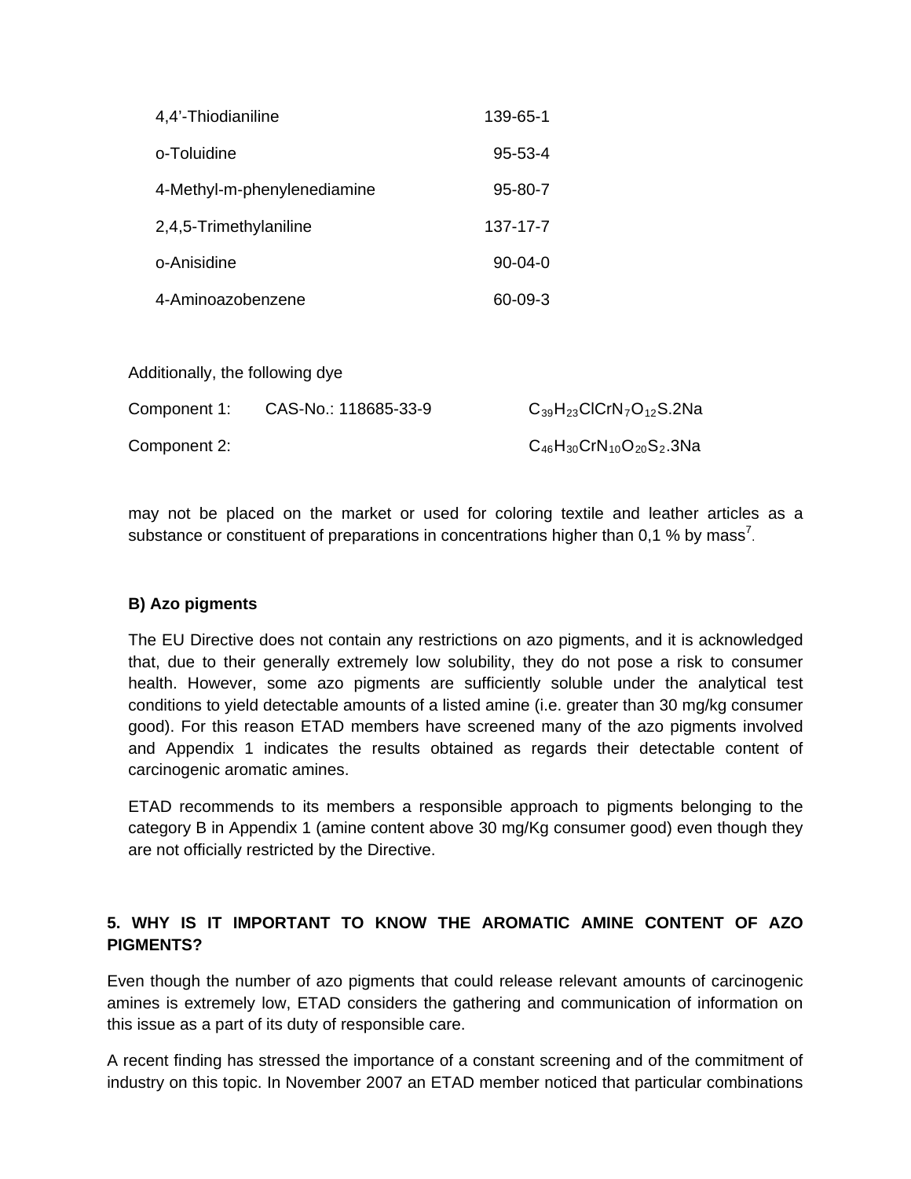| | |
|---|---|
| 4,4'-Thiodianiline | 139-65-1 |
| o-Toluidine | 95-53-4 |
| 4-Methyl-m-phenylenediamine | 95-80-7 |
| 2,4,5-Trimethylaniline | 137-17-7 |
| o-Anisidine | 90-04-0 |
| 4-Aminoazobenzene | 60-09-3 |

Additionally, the following dye

| | | |
|---|---|---|
| Component 1: | CAS-No.: 118685-33-9 | $C_{39}H_{23}ClCrN_7O_{12}S.2Na$ |
| Component 2: | | $C_{46}H_{30}CrN_{10}O_{20}S_2.3Na$ |

may not be placed on the market or used for coloring textile and leather articles as a substance or constituent of preparations in concentrations higher than 0,1 % by mass[7].

**B) Azo pigments**

The EU Directive does not contain any restrictions on azo pigments, and it is acknowledged that, due to their generally extremely low solubility, they do not pose a risk to consumer health. However, some azo pigments are sufficiently soluble under the analytical test conditions to yield detectable amounts of a listed amine (i.e. greater than 30 mg/kg consumer good). For this reason ETAD members have screened many of the azo pigments involved and Appendix 1 indicates the results obtained as regards their detectable content of carcinogenic aromatic amines.

ETAD recommends to its members a responsible approach to pigments belonging to the category B in Appendix 1 (amine content above 30 mg/Kg consumer good) even though they are not officially restricted by the Directive.

## 5. WHY IS IT IMPORTANT TO KNOW THE AROMATIC AMINE CONTENT OF AZO PIGMENTS?

Even though the number of azo pigments that could release relevant amounts of carcinogenic amines is extremely low, ETAD considers the gathering and communication of information on this issue as a part of its duty of responsible care.

A recent finding has stressed the importance of a constant screening and of the commitment of industry on this topic. In November 2007 an ETAD member noticed that particular combinations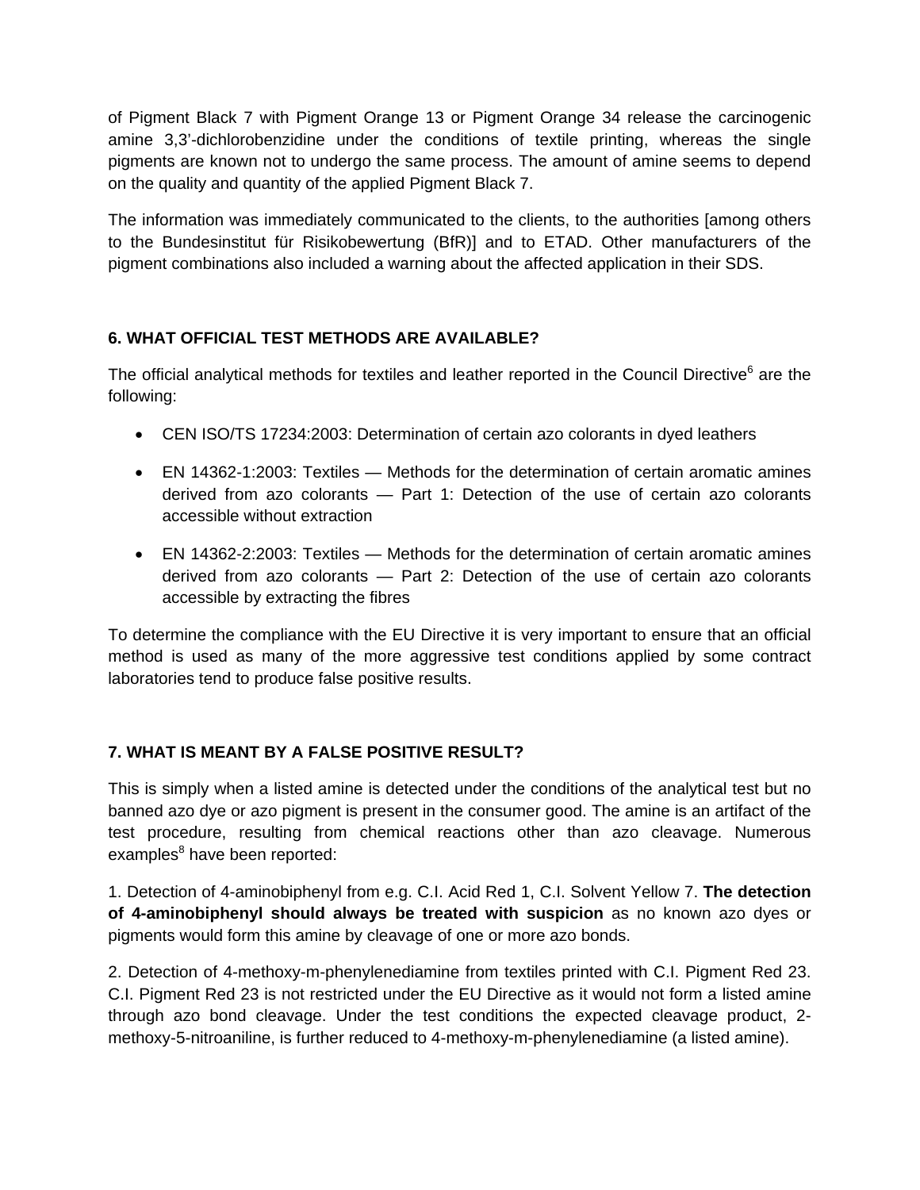of Pigment Black 7 with Pigment Orange 13 or Pigment Orange 34 release the carcinogenic amine 3,3'-dichlorobenzidine under the conditions of textile printing, whereas the single pigments are known not to undergo the same process. The amount of amine seems to depend on the quality and quantity of the applied Pigment Black 7.

The information was immediately communicated to the clients, to the authorities [among others to the Bundesinstitut für Risikobewertung (BfR)] and to ETAD. Other manufacturers of the pigment combinations also included a warning about the affected application in their SDS.

## 6. WHAT OFFICIAL TEST METHODS ARE AVAILABLE?

The official analytical methods for textiles and leather reported in the Council Directive[6] are the following:

- CEN ISO/TS 17234:2003: Determination of certain azo colorants in dyed leathers
- EN 14362-1:2003: Textiles — Methods for the determination of certain aromatic amines derived from azo colorants — Part 1: Detection of the use of certain azo colorants accessible without extraction
- EN 14362-2:2003: Textiles — Methods for the determination of certain aromatic amines derived from azo colorants — Part 2: Detection of the use of certain azo colorants accessible by extracting the fibres

To determine the compliance with the EU Directive it is very important to ensure that an official method is used as many of the more aggressive test conditions applied by some contract laboratories tend to produce false positive results.

## 7. WHAT IS MEANT BY A FALSE POSITIVE RESULT?

This is simply when a listed amine is detected under the conditions of the analytical test but no banned azo dye or azo pigment is present in the consumer good. The amine is an artifact of the test procedure, resulting from chemical reactions other than azo cleavage. Numerous examples[8] have been reported:

1. Detection of 4-aminobiphenyl from e.g. C.I. Acid Red 1, C.I. Solvent Yellow 7. **The detection of 4-aminobiphenyl should always be treated with suspicion** as no known azo dyes or pigments would form this amine by cleavage of one or more azo bonds.

2. Detection of 4-methoxy-m-phenylenediamine from textiles printed with C.I. Pigment Red 23. C.I. Pigment Red 23 is not restricted under the EU Directive as it would not form a listed amine through azo bond cleavage. Under the test conditions the expected cleavage product, 2-methoxy-5-nitroaniline, is further reduced to 4-methoxy-m-phenylenediamine (a listed amine).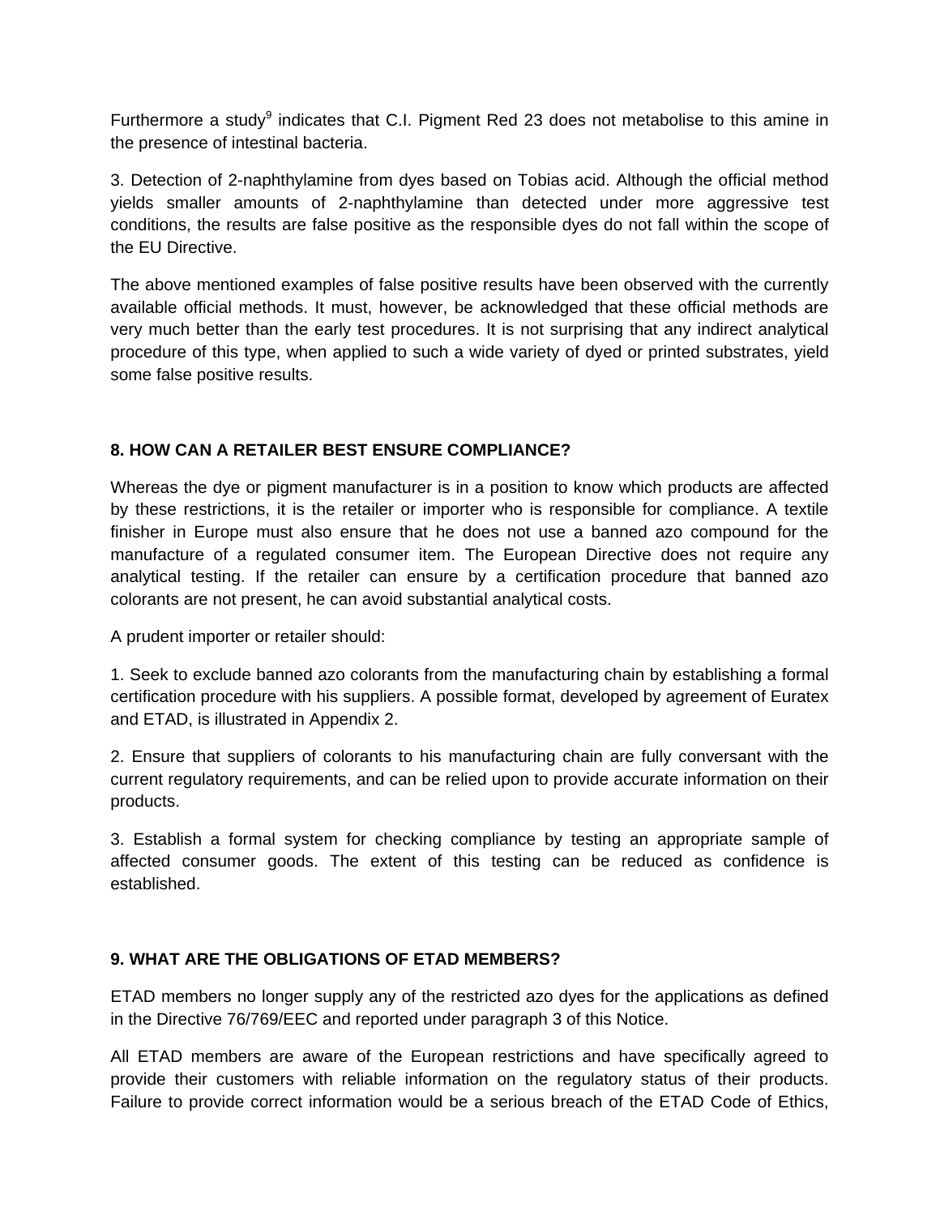Furthermore a study[9] indicates that C.I. Pigment Red 23 does not metabolise to this amine in the presence of intestinal bacteria.

3. Detection of 2-naphthylamine from dyes based on Tobias acid. Although the official method yields smaller amounts of 2-naphthylamine than detected under more aggressive test conditions, the results are false positive as the responsible dyes do not fall within the scope of the EU Directive.

The above mentioned examples of false positive results have been observed with the currently available official methods. It must, however, be acknowledged that these official methods are very much better than the early test procedures. It is not surprising that any indirect analytical procedure of this type, when applied to such a wide variety of dyed or printed substrates, yield some false positive results.

## 8. HOW CAN A RETAILER BEST ENSURE COMPLIANCE?

Whereas the dye or pigment manufacturer is in a position to know which products are affected by these restrictions, it is the retailer or importer who is responsible for compliance. A textile finisher in Europe must also ensure that he does not use a banned azo compound for the manufacture of a regulated consumer item. The European Directive does not require any analytical testing. If the retailer can ensure by a certification procedure that banned azo colorants are not present, he can avoid substantial analytical costs.

A prudent importer or retailer should:

1. Seek to exclude banned azo colorants from the manufacturing chain by establishing a formal certification procedure with his suppliers. A possible format, developed by agreement of Euratex and ETAD, is illustrated in Appendix 2.

2. Ensure that suppliers of colorants to his manufacturing chain are fully conversant with the current regulatory requirements, and can be relied upon to provide accurate information on their products.

3. Establish a formal system for checking compliance by testing an appropriate sample of affected consumer goods. The extent of this testing can be reduced as confidence is established.

## 9. WHAT ARE THE OBLIGATIONS OF ETAD MEMBERS?

ETAD members no longer supply any of the restricted azo dyes for the applications as defined in the Directive 76/769/EEC and reported under paragraph 3 of this Notice.

All ETAD members are aware of the European restrictions and have specifically agreed to provide their customers with reliable information on the regulatory status of their products. Failure to provide correct information would be a serious breach of the ETAD Code of Ethics,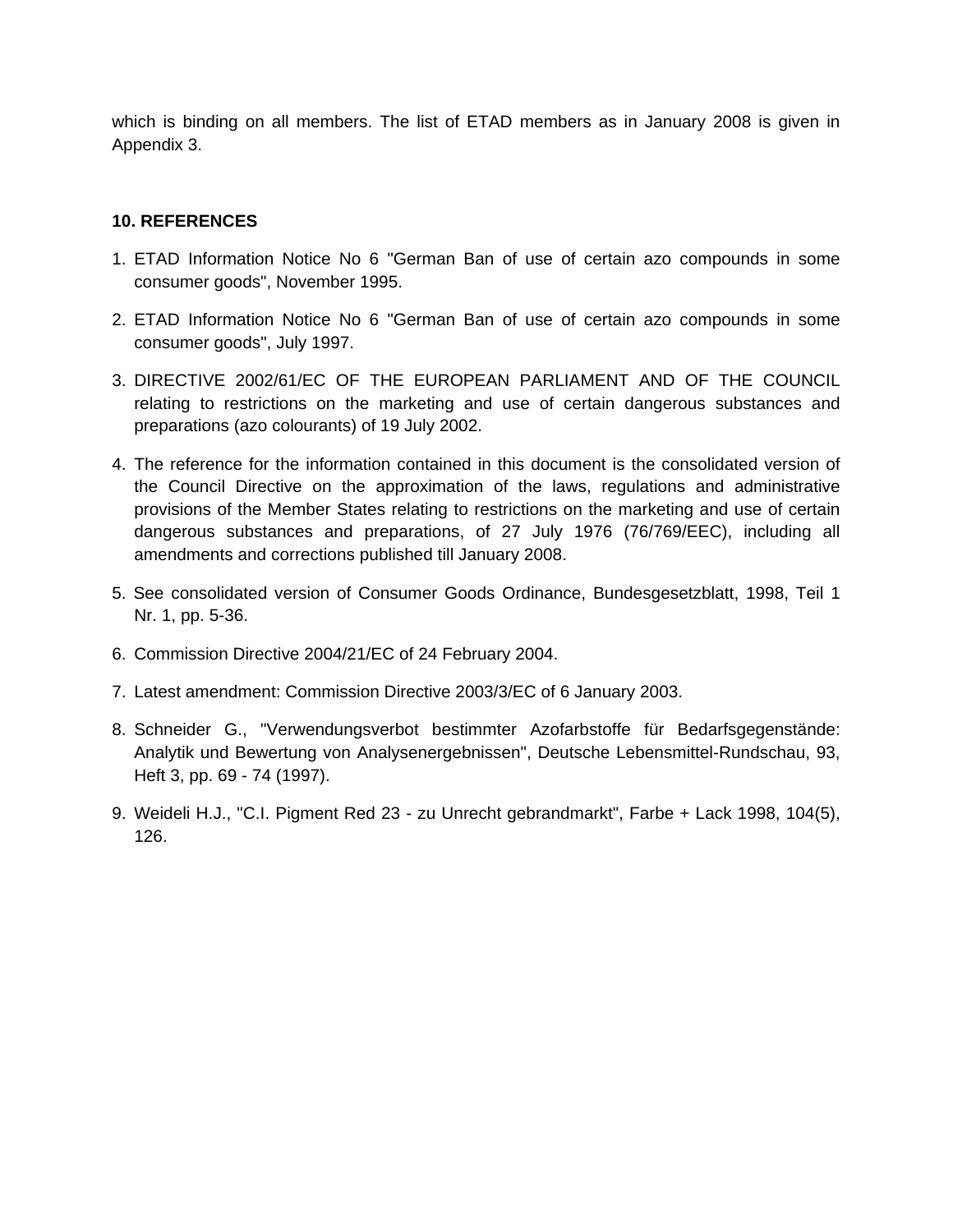which is binding on all members. The list of ETAD members as in January 2008 is given in Appendix 3.

## 10. REFERENCES

1. ETAD Information Notice No 6 "German Ban of use of certain azo compounds in some consumer goods", November 1995.
2. ETAD Information Notice No 6 "German Ban of use of certain azo compounds in some consumer goods", July 1997.
3. DIRECTIVE 2002/61/EC OF THE EUROPEAN PARLIAMENT AND OF THE COUNCIL relating to restrictions on the marketing and use of certain dangerous substances and preparations (azo colourants) of 19 July 2002.
4. The reference for the information contained in this document is the consolidated version of the Council Directive on the approximation of the laws, regulations and administrative provisions of the Member States relating to restrictions on the marketing and use of certain dangerous substances and preparations, of 27 July 1976 (76/769/EEC), including all amendments and corrections published till January 2008.
5. See consolidated version of Consumer Goods Ordinance, Bundesgesetzblatt, 1998, Teil 1 Nr. 1, pp. 5-36.
6. Commission Directive 2004/21/EC of 24 February 2004.
7. Latest amendment: Commission Directive 2003/3/EC of 6 January 2003.
8. Schneider G., "Verwendungsverbot bestimmter Azofarbstoffe für Bedarfsgegenstände: Analytik und Bewertung von Analysenergebnissen", Deutsche Lebensmittel-Rundschau, 93, Heft 3, pp. 69 - 74 (1997).
9. Weideli H.J., "C.I. Pigment Red 23 - zu Unrecht gebrandmarkt", Farbe + Lack 1998, 104(5), 126.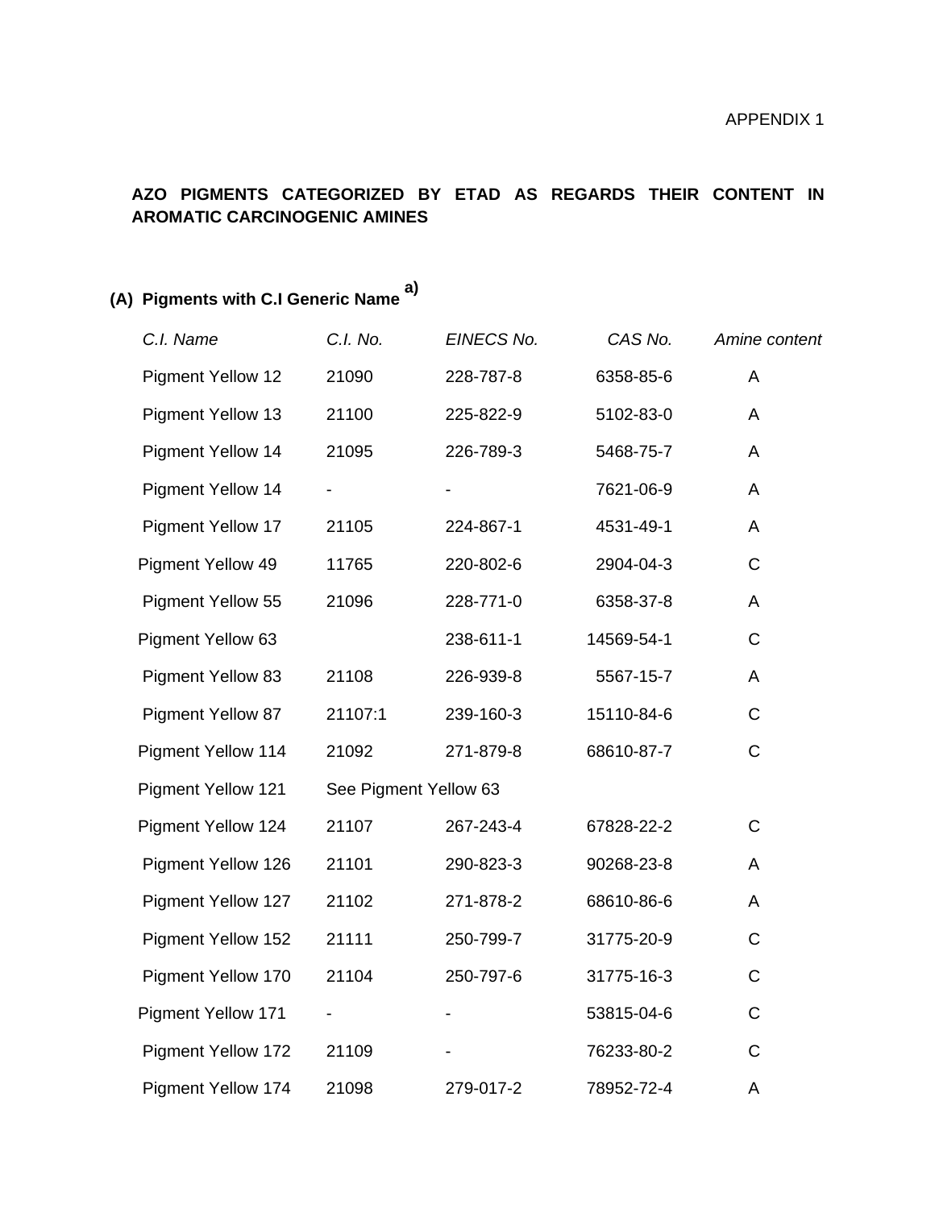APPENDIX 1

## AZO PIGMENTS CATEGORIZED BY ETAD AS REGARDS THEIR CONTENT IN AROMATIC CARCINOGENIC AMINES

### (A) Pigments with C.I Generic Name [a)]

| *C.I. Name* | *C.I. No.* | *EINECS No.* | *CAS No.* | *Amine content* |
|---|---|---|---|---|
| Pigment Yellow 12 | 21090 | 228-787-8 | 6358-85-6 | A |
| Pigment Yellow 13 | 21100 | 225-822-9 | 5102-83-0 | A |
| Pigment Yellow 14 | 21095 | 226-789-3 | 5468-75-7 | A |
| Pigment Yellow 14 | - | - | 7621-06-9 | A |
| Pigment Yellow 17 | 21105 | 224-867-1 | 4531-49-1 | A |
| Pigment Yellow 49 | 11765 | 220-802-6 | 2904-04-3 | C |
| Pigment Yellow 55 | 21096 | 228-771-0 | 6358-37-8 | A |
| Pigment Yellow 63 | | 238-611-1 | 14569-54-1 | C |
| Pigment Yellow 83 | 21108 | 226-939-8 | 5567-15-7 | A |
| Pigment Yellow 87 | 21107:1 | 239-160-3 | 15110-84-6 | C |
| Pigment Yellow 114 | 21092 | 271-879-8 | 68610-87-7 | C |
| Pigment Yellow 121 | See Pigment Yellow 63 | | | |
| Pigment Yellow 124 | 21107 | 267-243-4 | 67828-22-2 | C |
| Pigment Yellow 126 | 21101 | 290-823-3 | 90268-23-8 | A |
| Pigment Yellow 127 | 21102 | 271-878-2 | 68610-86-6 | A |
| Pigment Yellow 152 | 21111 | 250-799-7 | 31775-20-9 | C |
| Pigment Yellow 170 | 21104 | 250-797-6 | 31775-16-3 | C |
| Pigment Yellow 171 | - | - | 53815-04-6 | C |
| Pigment Yellow 172 | 21109 | - | 76233-80-2 | C |
| Pigment Yellow 174 | 21098 | 279-017-2 | 78952-72-4 | A |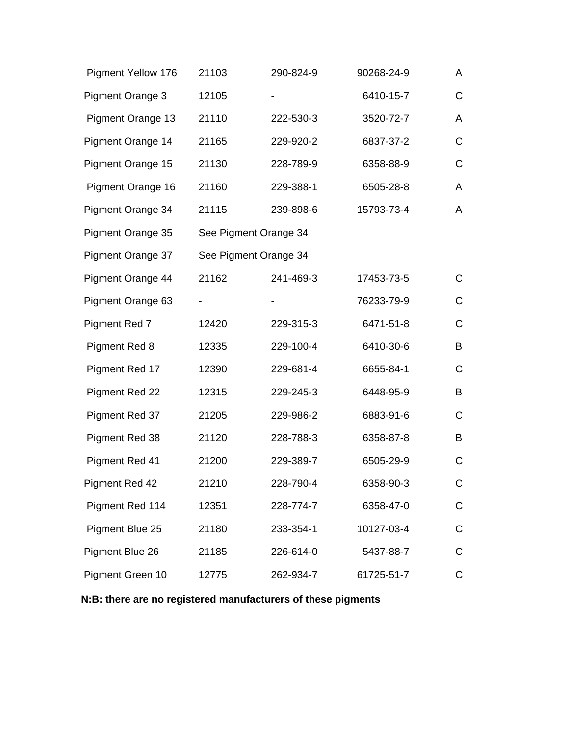| | | | | |
|---|---|---|---|---|
| Pigment Yellow 176 | 21103 | 290-824-9 | 90268-24-9 | A |
| Pigment Orange 3 | 12105 | - | 6410-15-7 | C |
| Pigment Orange 13 | 21110 | 222-530-3 | 3520-72-7 | A |
| Pigment Orange 14 | 21165 | 229-920-2 | 6837-37-2 | C |
| Pigment Orange 15 | 21130 | 228-789-9 | 6358-88-9 | C |
| Pigment Orange 16 | 21160 | 229-388-1 | 6505-28-8 | A |
| Pigment Orange 34 | 21115 | 239-898-6 | 15793-73-4 | A |
| Pigment Orange 35 | See Pigment Orange 34 | | | |
| Pigment Orange 37 | See Pigment Orange 34 | | | |
| Pigment Orange 44 | 21162 | 241-469-3 | 17453-73-5 | C |
| Pigment Orange 63 | - | - | 76233-79-9 | C |
| Pigment Red 7 | 12420 | 229-315-3 | 6471-51-8 | C |
| Pigment Red 8 | 12335 | 229-100-4 | 6410-30-6 | B |
| Pigment Red 17 | 12390 | 229-681-4 | 6655-84-1 | C |
| Pigment Red 22 | 12315 | 229-245-3 | 6448-95-9 | B |
| Pigment Red 37 | 21205 | 229-986-2 | 6883-91-6 | C |
| Pigment Red 38 | 21120 | 228-788-3 | 6358-87-8 | B |
| Pigment Red 41 | 21200 | 229-389-7 | 6505-29-9 | C |
| Pigment Red 42 | 21210 | 228-790-4 | 6358-90-3 | C |
| Pigment Red 114 | 12351 | 228-774-7 | 6358-47-0 | C |
| Pigment Blue 25 | 21180 | 233-354-1 | 10127-03-4 | C |
| Pigment Blue 26 | 21185 | 226-614-0 | 5437-88-7 | C |
| Pigment Green 10 | 12775 | 262-934-7 | 61725-51-7 | C |

**N:B: there are no registered manufacturers of these pigments**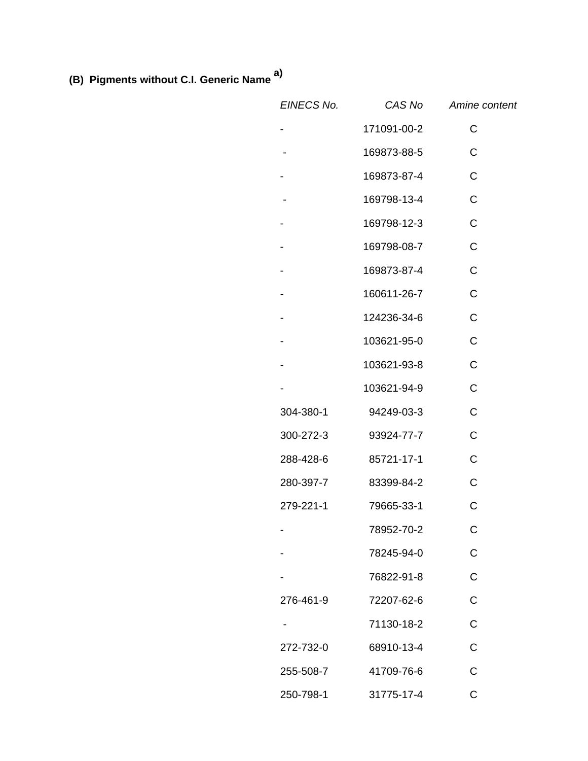**(B) Pigments without C.I. Generic Name** [a)]

| *EINECS No.* | *CAS No* | *Amine content* |
|---|---|---|
| - | 171091-00-2 | C |
| - | 169873-88-5 | C |
| - | 169873-87-4 | C |
| - | 169798-13-4 | C |
| - | 169798-12-3 | C |
| - | 169798-08-7 | C |
| - | 169873-87-4 | C |
| - | 160611-26-7 | C |
| - | 124236-34-6 | C |
| - | 103621-95-0 | C |
| - | 103621-93-8 | C |
| - | 103621-94-9 | C |
| 304-380-1 | 94249-03-3 | C |
| 300-272-3 | 93924-77-7 | C |
| 288-428-6 | 85721-17-1 | C |
| 280-397-7 | 83399-84-2 | C |
| 279-221-1 | 79665-33-1 | C |
| - | 78952-70-2 | C |
| - | 78245-94-0 | C |
| - | 76822-91-8 | C |
| 276-461-9 | 72207-62-6 | C |
| - | 71130-18-2 | C |
| 272-732-0 | 68910-13-4 | C |
| 255-508-7 | 41709-76-6 | C |
| 250-798-1 | 31775-17-4 | C |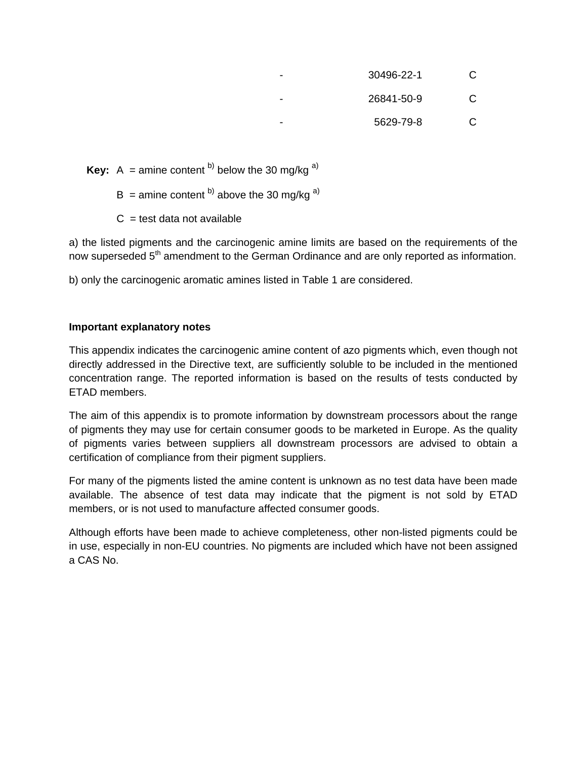| | | |
|---|---|---|
| - | 30496-22-1 | C |
| - | 26841-50-9 | C |
| - | 5629-79-8 | C |

**Key:** A = amine content [b] below the 30 mg/kg [a]

B = amine content [b] above the 30 mg/kg [a]

C = test data not available

a) the listed pigments and the carcinogenic amine limits are based on the requirements of the now superseded 5th amendment to the German Ordinance and are only reported as information.

b) only the carcinogenic aromatic amines listed in Table 1 are considered.

**Important explanatory notes**

This appendix indicates the carcinogenic amine content of azo pigments which, even though not directly addressed in the Directive text, are sufficiently soluble to be included in the mentioned concentration range. The reported information is based on the results of tests conducted by ETAD members.

The aim of this appendix is to promote information by downstream processors about the range of pigments they may use for certain consumer goods to be marketed in Europe. As the quality of pigments varies between suppliers all downstream processors are advised to obtain a certification of compliance from their pigment suppliers.

For many of the pigments listed the amine content is unknown as no test data have been made available. The absence of test data may indicate that the pigment is not sold by ETAD members, or is not used to manufacture affected consumer goods.

Although efforts have been made to achieve completeness, other non-listed pigments could be in use, especially in non-EU countries. No pigments are included which have not been assigned a CAS No.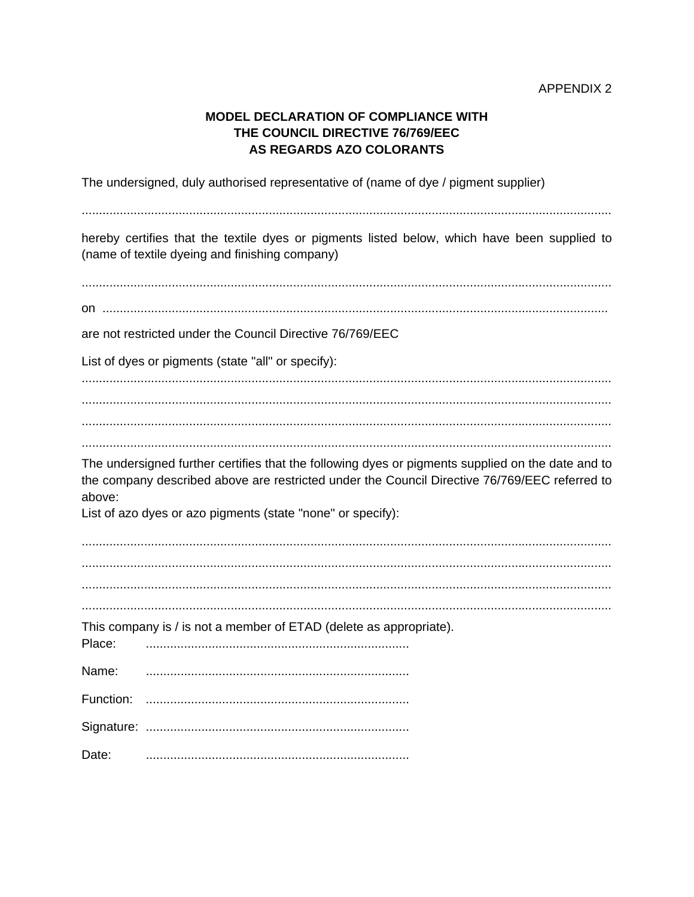APPENDIX 2

## MODEL DECLARATION OF COMPLIANCE WITH THE COUNCIL DIRECTIVE 76/769/EEC AS REGARDS AZO COLORANTS

The undersigned, duly authorised representative of (name of dye / pigment supplier)

.......................................................................................................................................................

hereby certifies that the textile dyes or pigments listed below, which have been supplied to (name of textile dyeing and finishing company)

.......................................................................................................................................................

on .................................................................................................................................................

are not restricted under the Council Directive 76/769/EEC

List of dyes or pigments (state "all" or specify):

.......................................................................................................................................................

.......................................................................................................................................................

.......................................................................................................................................................

.......................................................................................................................................................

The undersigned further certifies that the following dyes or pigments supplied on the date and to the company described above are restricted under the Council Directive 76/769/EEC referred to above:

List of azo dyes or azo pigments (state "none" or specify):

.......................................................................................................................................................

.......................................................................................................................................................

.......................................................................................................................................................

.......................................................................................................................................................

This company is / is not a member of ETAD (delete as appropriate).

Place: ...........................................................................

Name: ...........................................................................

Function: ...........................................................................

Signature: ...........................................................................

Date: ...........................................................................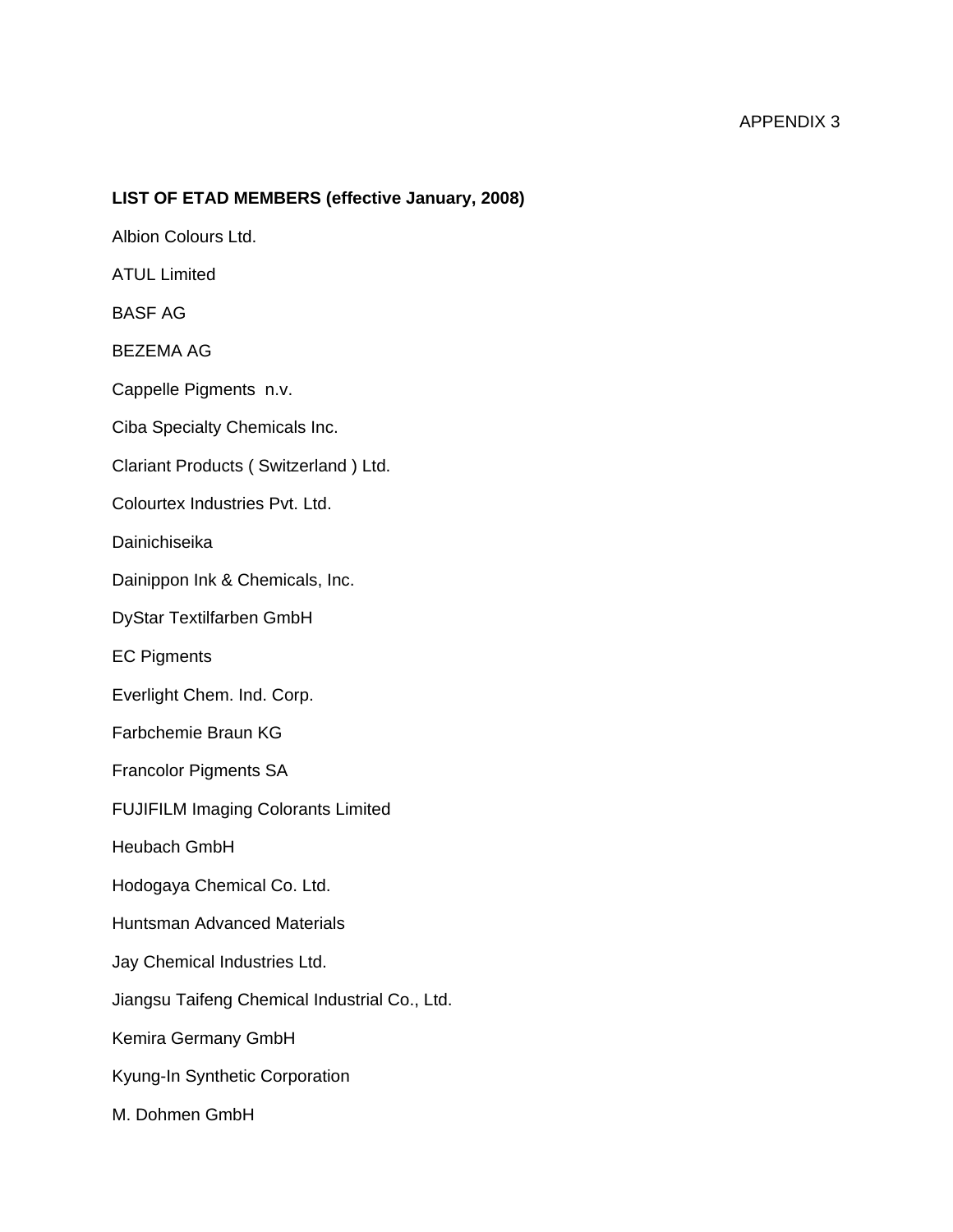APPENDIX 3

**LIST OF ETAD MEMBERS (effective January, 2008)**

Albion Colours Ltd.

ATUL Limited

BASF AG

BEZEMA AG

Cappelle Pigments n.v.

Ciba Specialty Chemicals Inc.

Clariant Products ( Switzerland ) Ltd.

Colourtex Industries Pvt. Ltd.

Dainichiseika

Dainippon Ink & Chemicals, Inc.

DyStar Textilfarben GmbH

EC Pigments

Everlight Chem. Ind. Corp.

Farbchemie Braun KG

Francolor Pigments SA

FUJIFILM Imaging Colorants Limited

Heubach GmbH

Hodogaya Chemical Co. Ltd.

Huntsman Advanced Materials

Jay Chemical Industries Ltd.

Jiangsu Taifeng Chemical Industrial Co., Ltd.

Kemira Germany GmbH

Kyung-In Synthetic Corporation

M. Dohmen GmbH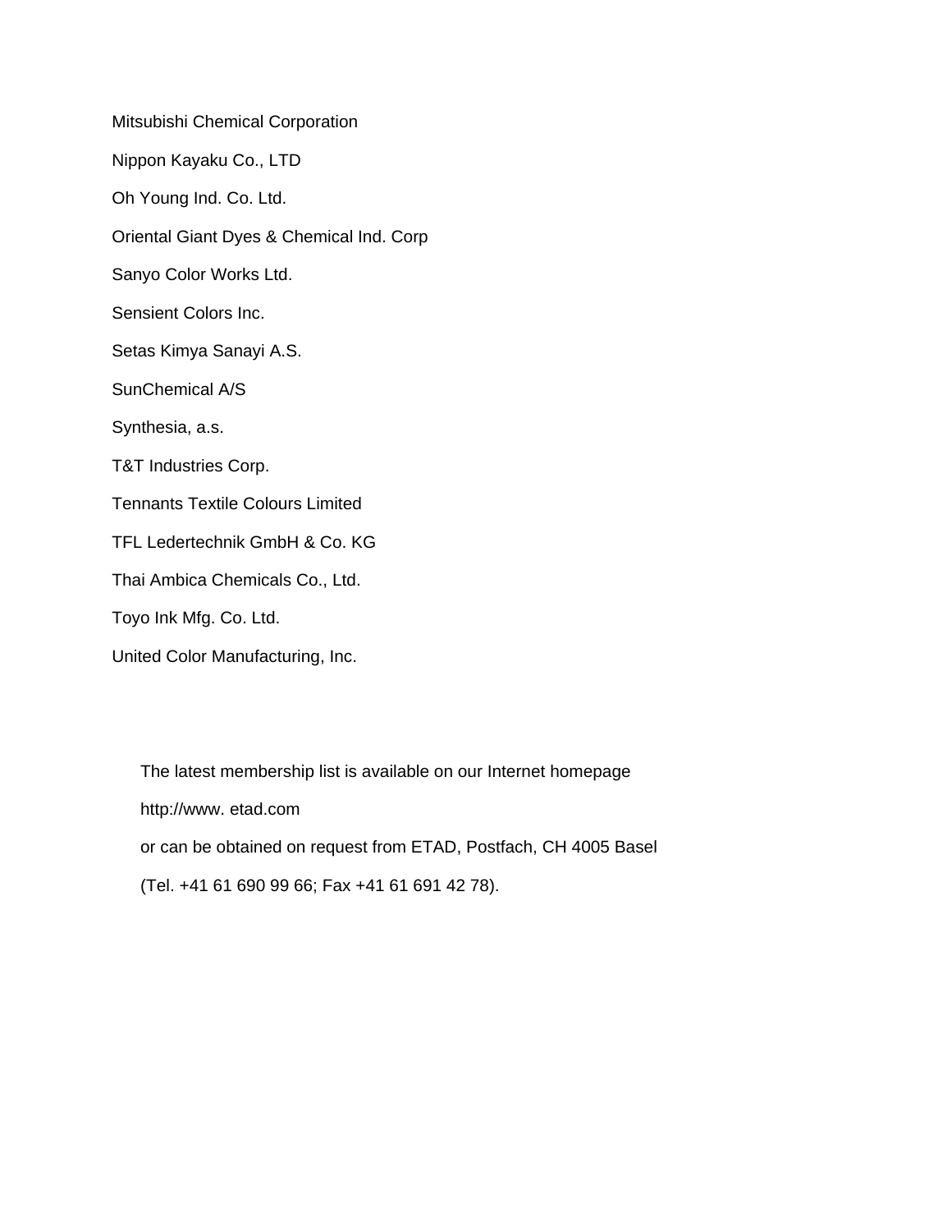Mitsubishi Chemical Corporation

Nippon Kayaku Co., LTD

Oh Young Ind. Co. Ltd.

Oriental Giant Dyes & Chemical Ind. Corp

Sanyo Color Works Ltd.

Sensient Colors Inc.

Setas Kimya Sanayi A.S.

SunChemical A/S

Synthesia, a.s.

T&T Industries Corp.

Tennants Textile Colours Limited

TFL Ledertechnik GmbH & Co. KG

Thai Ambica Chemicals Co., Ltd.

Toyo Ink Mfg. Co. Ltd.

United Color Manufacturing, Inc.

The latest membership list is available on our Internet homepage

http://www. etad.com

or can be obtained on request from ETAD, Postfach, CH 4005 Basel

(Tel. +41 61 690 99 66; Fax +41 61 691 42 78).